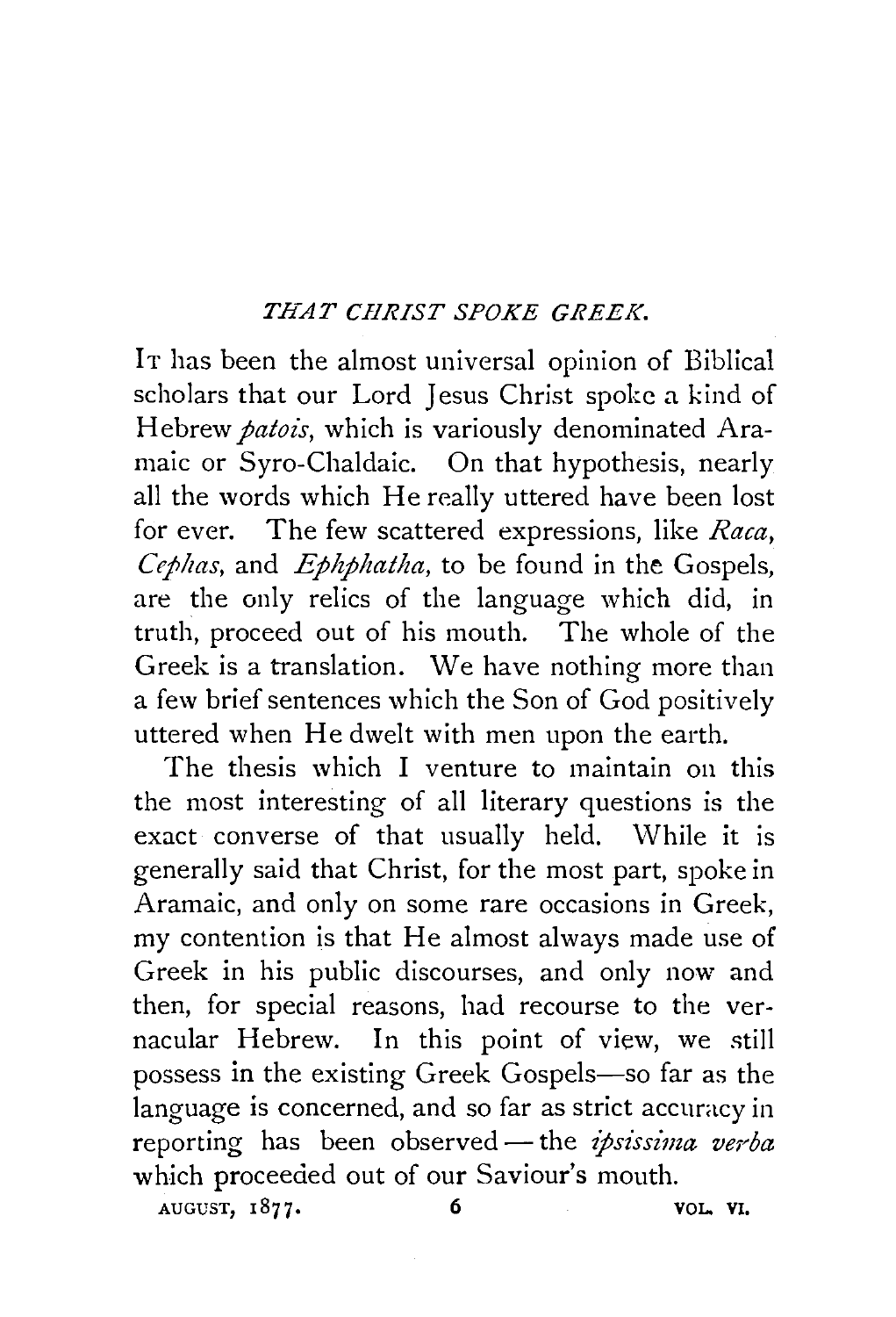# *THAT CHRIST SPOKE GREEK.*

It has been the almost universal opinion of Biblical scholars that our Lord Jesus Christ spoke a kind of Hebrew *patois*, which is variously denominated Aramaic or Syro-Chaldaic. On that hypothesis, nearly all the words which He really uttered have been lost for ever. The few scattered expressions, like *Raca*, *Cephas*, and *Ephphatha*, to be found in the Gospels, are the only relics of the language which did, in truth, proceed out of his mouth. The whole of the Greek is a translation. We have nothing more than a few brief sentences which the Son of God positively uttered when He dwelt with men upon the earth.

The thesis which I venture to maintain on this the most interesting of all literary questions is the exact converse of that usually held. While it is generally said that Christ, for the most part, spoke in Aramaic, and only on some rare occasions in Greek, my contention is that He almost always made use of Greek in his public discourses, and only now and then, for special reasons, had recourse to the vernacular Hebrew. In this point of view, we still possess in the existing Greek Gospels—so far as the language is concerned, and so far as strict accuracy in reporting has been observed—the *ipsissima verba* which proceeded out of our Saviour's mouth.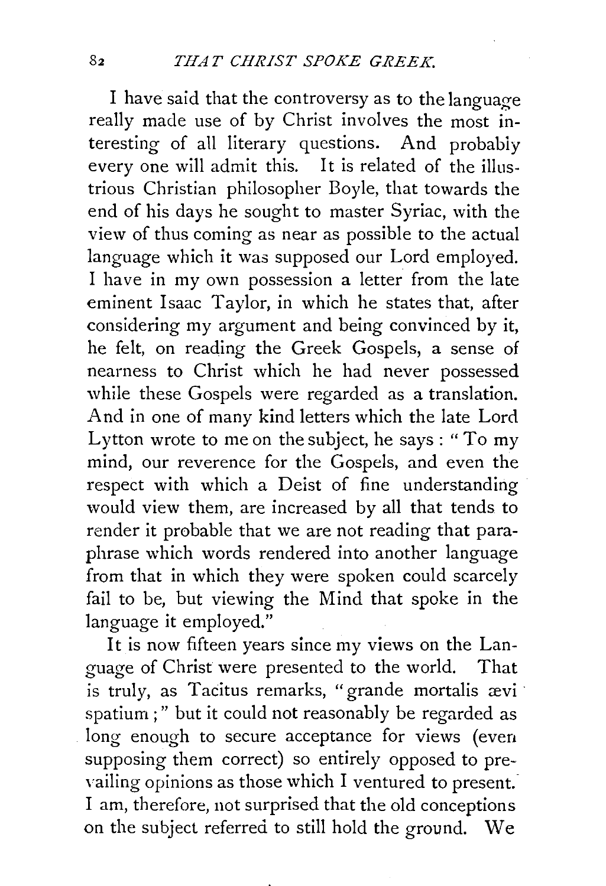I have said that the controversy as to the language really made use of by Christ involves the most interesting of all literary questions. And probably every one will admit this. It is related of the illustrious Christian philosopher Boyle, that towards the end of his days he sought to master Syriac, with the view of thus coming as near as possible to the actual language which it was supposed our Lord employed. I have in my own possession a letter from the late eminent Isaac Taylor, in which he states that, after considering my argument and being convinced by it, he felt, on reading the Greek Gospels, a sense of nearness to Christ which he had never possessed while these Gospels were regarded as a translation. And in one of many kind letters which the late Lord Lytton wrote to me on the subject, he says : " To my mind, our reverence for the Gospels, and even the respect with which a Deist of fine understanding would view them, are increased by all that tends to render it probable that we are not reading that paraphrase which words rendered into another language from that in which they were spoken could scarcely fail to be, but viewing the Mind that spoke in the language it employed."

It is now fifteen years since my views on the Language of Christ were presented to the world. That is truly, as Tacitus remarks, "grande mortalis ævi spatium ;" but it could not reasonably be regarded as long enough to secure acceptance for views (even supposing them correct) so entirely opposed to prevailing opinions as those which I ventured to present. I am, therefore, not surprised that the old conceptions on the subject referred to still hold the ground. We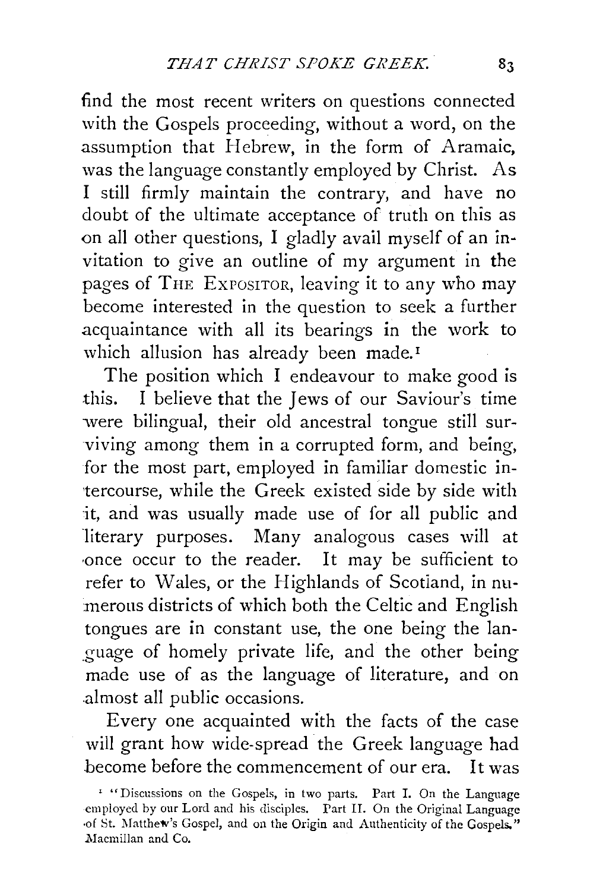find the most recent writers on questions connected with the Gospels proceeding, without a word, on the assumption that Hebrew, in the form of Aramaic, was the language constantly employed by Christ. As I still firmly maintain the contrary, and have no doubt of the ultimate acceptance of truth on this as on all other questions, I gladly avail myself of an invitation to give an outline of my argument in the pages of THE EXPOSITOR, leaving it to any who may become interested in the question to seek a further acquaintance with all its bearings in the work to which allusion has already been made.[1]

The position which I endeavour to make good is this. I believe that the Jews of our Saviour's time were bilingual, their old ancestral tongue still surviving among them in a corrupted form, and being, for the most part, employed in familiar domestic intercourse, while the Greek existed side by side with it, and was usually made use of for all public and literary purposes. Many analogous cases will at once occur to the reader. It may be sufficient to refer to Wales, or the Highlands of Scotland, in numerous districts of which both the Celtic and English tongues are in constant use, the one being the language of homely private life, and the other being made use of as the language of literature, and on almost all public occasions.

Every one acquainted with the facts of the case will grant how wide-spread the Greek language had become before the commencement of our era. It was

[1] "Discussions on the Gospels, in two parts. Part I. On the Language employed by our Lord and his disciples. Part II. On the Original Language of St. Matthew's Gospel, and on the Origin and Authenticity of the Gospels." Macmillan and Co.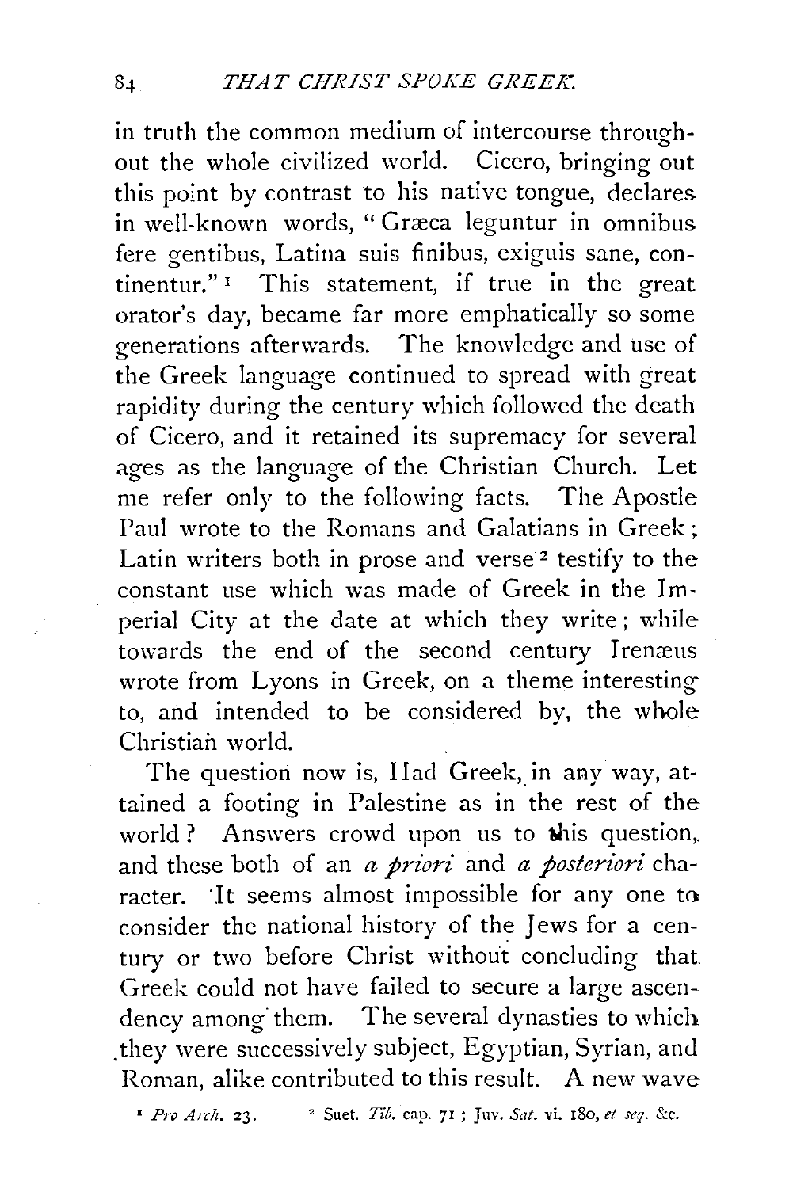in truth the common medium of intercourse throughout the whole civilized world. Cicero, bringing out this point by contrast to his native tongue, declares in well-known words, "Græca leguntur in omnibus fere gentibus, Latina suis finibus, exiguis sane, continentur."[1] This statement, if true in the great orator's day, became far more emphatically so some generations afterwards. The knowledge and use of the Greek language continued to spread with great rapidity during the century which followed the death of Cicero, and it retained its supremacy for several ages as the language of the Christian Church. Let me refer only to the following facts. The Apostle Paul wrote to the Romans and Galatians in Greek; Latin writers both in prose and verse[2] testify to the constant use which was made of Greek in the Imperial City at the date at which they write; while towards the end of the second century Irenæus wrote from Lyons in Greek, on a theme interesting to, and intended to be considered by, the whole Christian world.

The question now is, Had Greek, in any way, attained a footing in Palestine as in the rest of the world? Answers crowd upon us to this question, and these both of an *a priori* and *a posteriori* character. It seems almost impossible for any one to consider the national history of the Jews for a century or two before Christ without concluding that Greek could not have failed to secure a large ascendency among them. The several dynasties to which they were successively subject, Egyptian, Syrian, and Roman, alike contributed to this result. A new wave

[1] *Pro Arch.* 23. [2] Suet. *Tib.* cap. 71; Juv. *Sat.* vi. 180, *et seq.* &c.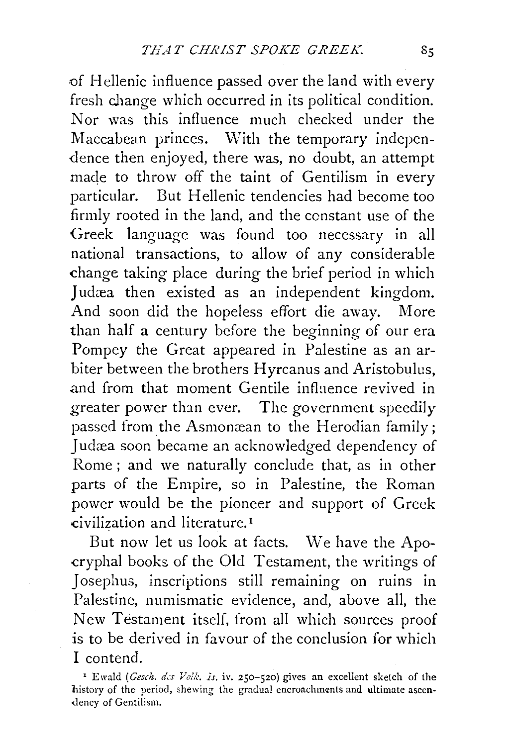of Hellenic influence passed over the land with every fresh change which occurred in its political condition. Nor was this influence much checked under the Maccabean princes. With the temporary independence then enjoyed, there was, no doubt, an attempt made to throw off the taint of Gentilism in every particular. But Hellenic tendencies had become too firmly rooted in the land, and the constant use of the Greek language was found too necessary in all national transactions, to allow of any considerable change taking place during the brief period in which Judæa then existed as an independent kingdom. And soon did the hopeless effort die away. More than half a century before the beginning of our era Pompey the Great appeared in Palestine as an arbiter between the brothers Hyrcanus and Aristobulus, and from that moment Gentile influence revived in greater power than ever. The government speedily passed from the Asmonæan to the Herodian family; Judæa soon became an acknowledged dependency of Rome; and we naturally conclude that, as in other parts of the Empire, so in Palestine, the Roman power would be the pioneer and support of Greek civilization and literature.[1]

But now let us look at facts. We have the Apocryphal books of the Old Testament, the writings of Josephus, inscriptions still remaining on ruins in Palestine, numismatic evidence, and, above all, the New Testament itself, from all which sources proof is to be derived in favour of the conclusion for which I contend.

[1] Ewald (*Gesch. des Volk. Is.* iv. 250–520) gives an excellent sketch of the history of the period, shewing the gradual encroachments and ultimate ascendency of Gentilism.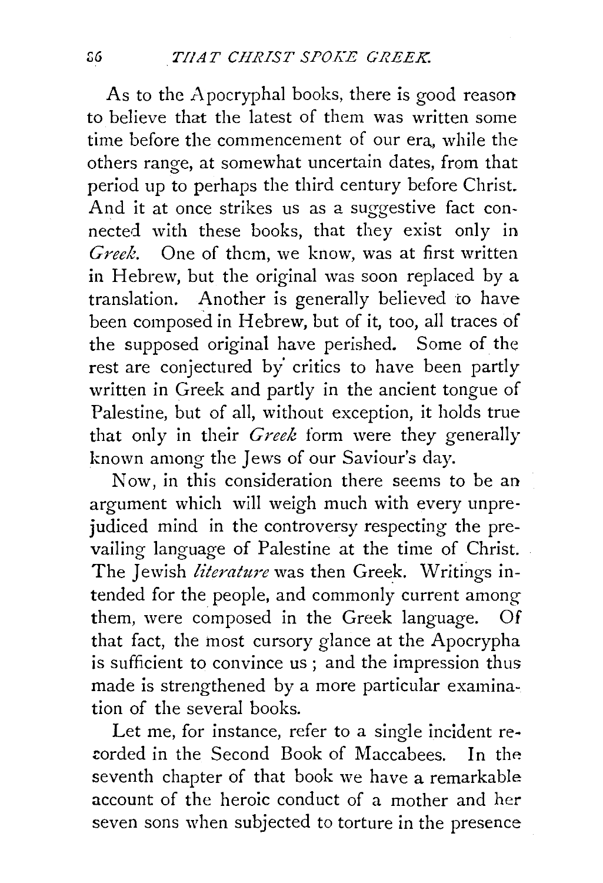As to the Apocryphal books, there is good reason to believe that the latest of them was written some time before the commencement of our era, while the others range, at somewhat uncertain dates, from that period up to perhaps the third century before Christ. And it at once strikes us as a suggestive fact connected with these books, that they exist only in *Greek*. One of them, we know, was at first written in Hebrew, but the original was soon replaced by a translation. Another is generally believed to have been composed in Hebrew, but of it, too, all traces of the supposed original have perished. Some of the rest are conjectured by critics to have been partly written in Greek and partly in the ancient tongue of Palestine, but of all, without exception, it holds true that only in their *Greek* form were they generally known among the Jews of our Saviour's day.

Now, in this consideration there seems to be an argument which will weigh much with every unprejudiced mind in the controversy respecting the prevailing language of Palestine at the time of Christ. The Jewish *literature* was then Greek. Writings intended for the people, and commonly current among them, were composed in the Greek language. Of that fact, the most cursory glance at the Apocrypha is sufficient to convince us; and the impression thus made is strengthened by a more particular examination of the several books.

Let me, for instance, refer to a single incident recorded in the Second Book of Maccabees. In the seventh chapter of that book we have a remarkable account of the heroic conduct of a mother and her seven sons when subjected to torture in the presence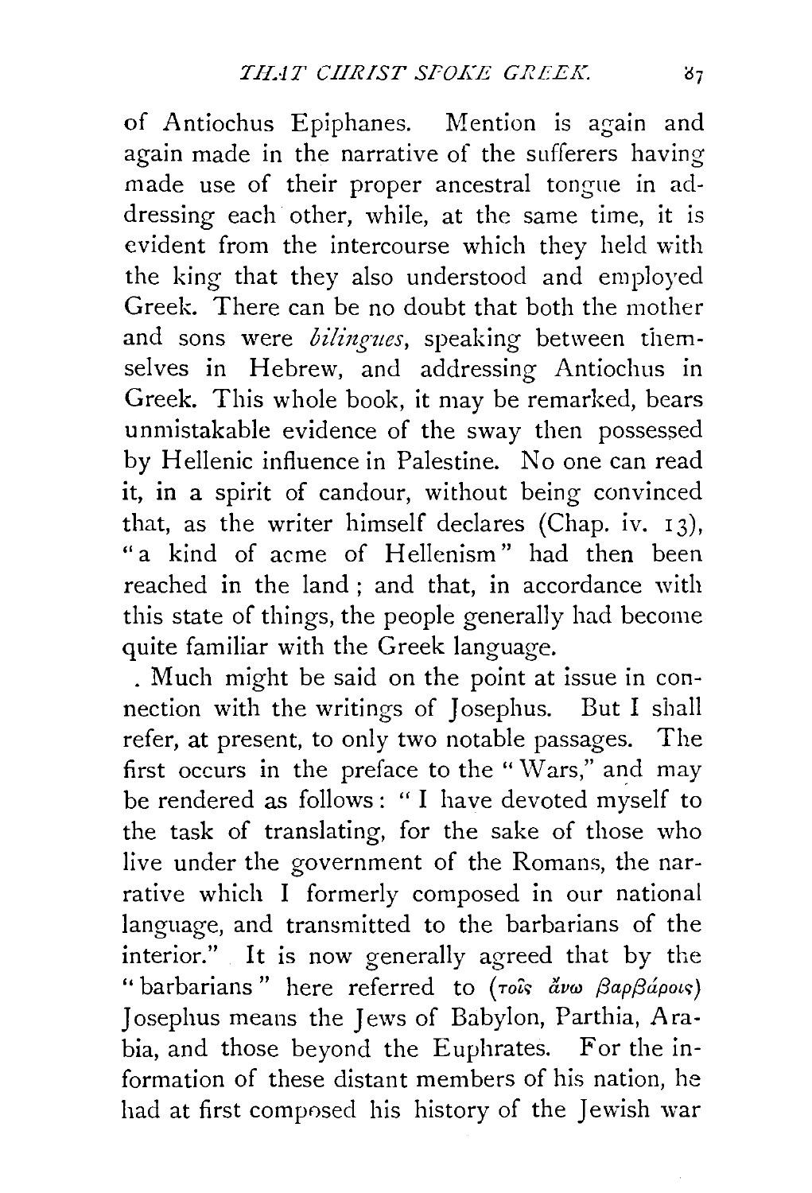of Antiochus Epiphanes. Mention is again and again made in the narrative of the sufferers having made use of their proper ancestral tongue in addressing each other, while, at the same time, it is evident from the intercourse which they held with the king that they also understood and employed Greek. There can be no doubt that both the mother and sons were *bilingues*, speaking between themselves in Hebrew, and addressing Antiochus in Greek. This whole book, it may be remarked, bears unmistakable evidence of the sway then possessed by Hellenic influence in Palestine. No one can read it, in a spirit of candour, without being convinced that, as the writer himself declares (Chap. iv. 13), "a kind of acme of Hellenism" had then been reached in the land; and that, in accordance with this state of things, the people generally had become quite familiar with the Greek language.

Much might be said on the point at issue in connection with the writings of Josephus. But I shall refer, at present, to only two notable passages. The first occurs in the preface to the "Wars," and may be rendered as follows: "I have devoted myself to the task of translating, for the sake of those who live under the government of the Romans, the narrative which I formerly composed in our national language, and transmitted to the barbarians of the interior." It is now generally agreed that by the "barbarians" here referred to (τοῖς ἄνω βαρβάροις) Josephus means the Jews of Babylon, Parthia, Arabia, and those beyond the Euphrates. For the information of these distant members of his nation, he had at first composed his history of the Jewish war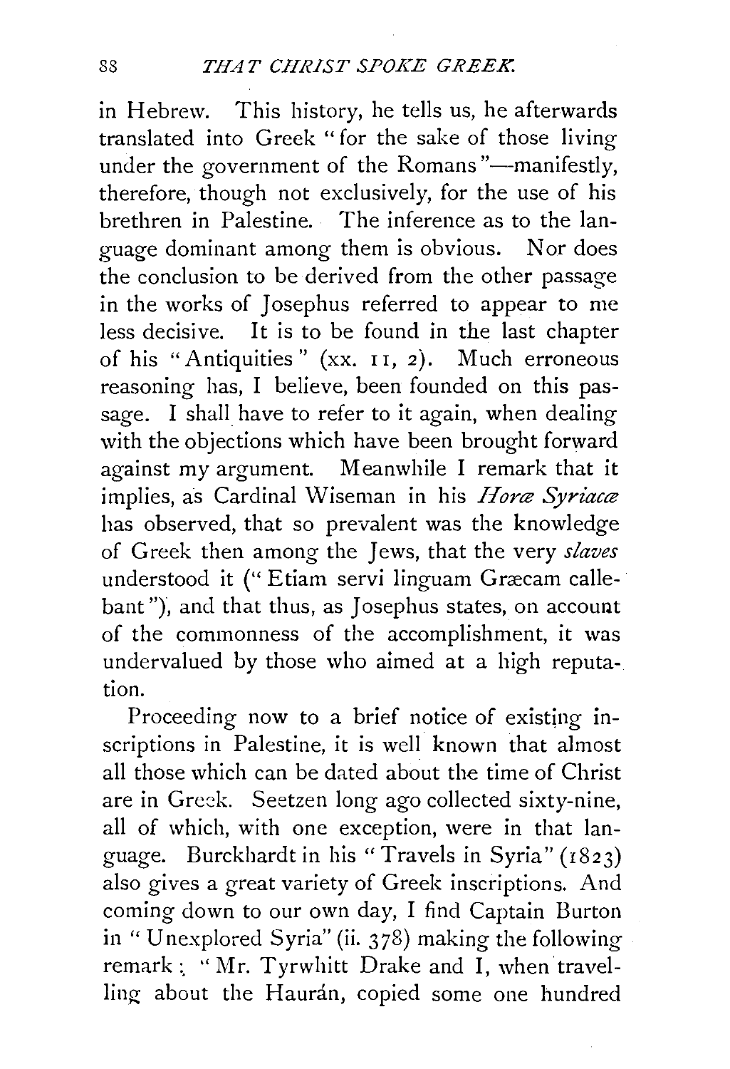in Hebrew. This history, he tells us, he afterwards translated into Greek "for the sake of those living under the government of the Romans"—manifestly, therefore, though not exclusively, for the use of his brethren in Palestine. The inference as to the language dominant among them is obvious. Nor does the conclusion to be derived from the other passage in the works of Josephus referred to appear to me less decisive. It is to be found in the last chapter of his "Antiquities" (xx. 11, 2). Much erroneous reasoning has, I believe, been founded on this passage. I shall have to refer to it again, when dealing with the objections which have been brought forward against my argument. Meanwhile I remark that it implies, as Cardinal Wiseman in his *Horæ Syriacæ* has observed, that so prevalent was the knowledge of Greek then among the Jews, that the very *slaves* understood it ("Etiam servi linguam Græcam callebant"), and that thus, as Josephus states, on account of the commonness of the accomplishment, it was undervalued by those who aimed at a high reputation.

Proceeding now to a brief notice of existing inscriptions in Palestine, it is well known that almost all those which can be dated about the time of Christ are in Greek. Seetzen long ago collected sixty-nine, all of which, with one exception, were in that language. Burckhardt in his "Travels in Syria" (1823) also gives a great variety of Greek inscriptions. And coming down to our own day, I find Captain Burton in "Unexplored Syria" (ii. 378) making the following remark: "Mr. Tyrwhitt Drake and I, when travelling about the Haurán, copied some one hundred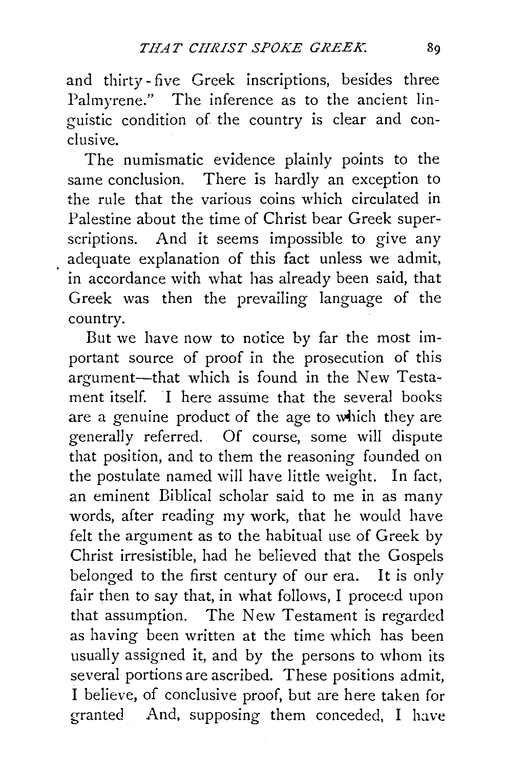and thirty-five Greek inscriptions, besides three Palmyrene." The inference as to the ancient linguistic condition of the country is clear and conclusive.

The numismatic evidence plainly points to the same conclusion. There is hardly an exception to the rule that the various coins which circulated in Palestine about the time of Christ bear Greek superscriptions. And it seems impossible to give any adequate explanation of this fact unless we admit, in accordance with what has already been said, that Greek was then the prevailing language of the country.

But we have now to notice by far the most important source of proof in the prosecution of this argument—that which is found in the New Testament itself. I here assume that the several books are a genuine product of the age to which they are generally referred. Of course, some will dispute that position, and to them the reasoning founded on the postulate named will have little weight. In fact, an eminent Biblical scholar said to me in as many words, after reading my work, that he would have felt the argument as to the habitual use of Greek by Christ irresistible, had he believed that the Gospels belonged to the first century of our era. It is only fair then to say that, in what follows, I proceed upon that assumption. The New Testament is regarded as having been written at the time which has been usually assigned it, and by the persons to whom its several portions are ascribed. These positions admit, I believe, of conclusive proof, but are here taken for granted And, supposing them conceded, I have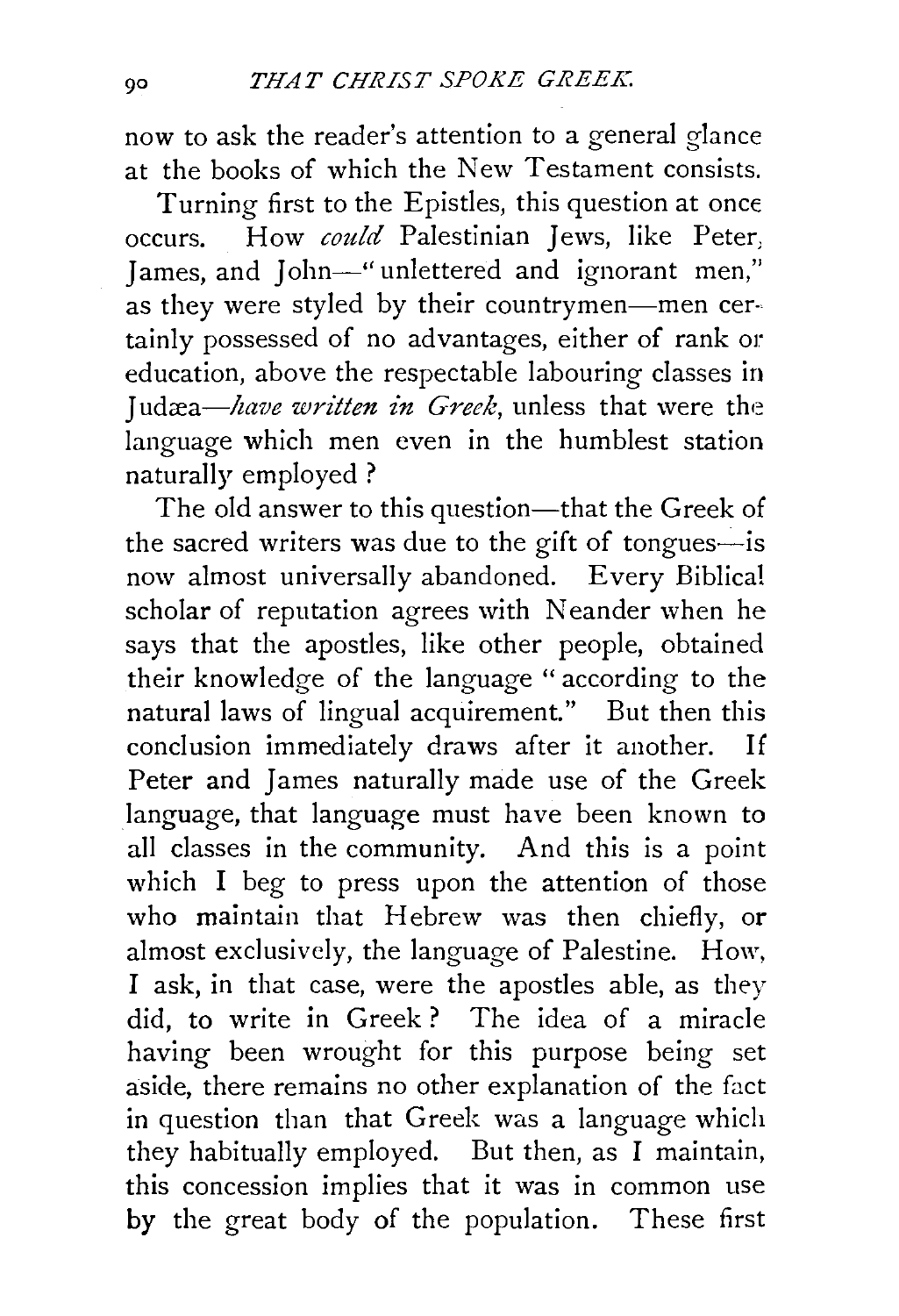now to ask the reader's attention to a general glance at the books of which the New Testament consists.

Turning first to the Epistles, this question at once occurs. How *could* Palestinian Jews, like Peter, James, and John—"unlettered and ignorant men," as they were styled by their countrymen—men certainly possessed of no advantages, either of rank or education, above the respectable labouring classes in Judæa—*have written in Greek*, unless that were the language which men even in the humblest station naturally employed ?

The old answer to this question—that the Greek of the sacred writers was due to the gift of tongues—is now almost universally abandoned. Every Biblical scholar of reputation agrees with Neander when he says that the apostles, like other people, obtained their knowledge of the language "according to the natural laws of lingual acquirement." But then this conclusion immediately draws after it another. If Peter and James naturally made use of the Greek language, that language must have been known to all classes in the community. And this is a point which I beg to press upon the attention of those who maintain that Hebrew was then chiefly, or almost exclusively, the language of Palestine. How, I ask, in that case, were the apostles able, as they did, to write in Greek ? The idea of a miracle having been wrought for this purpose being set aside, there remains no other explanation of the fact in question than that Greek was a language which they habitually employed. But then, as I maintain, this concession implies that it was in common use by the great body of the population. These first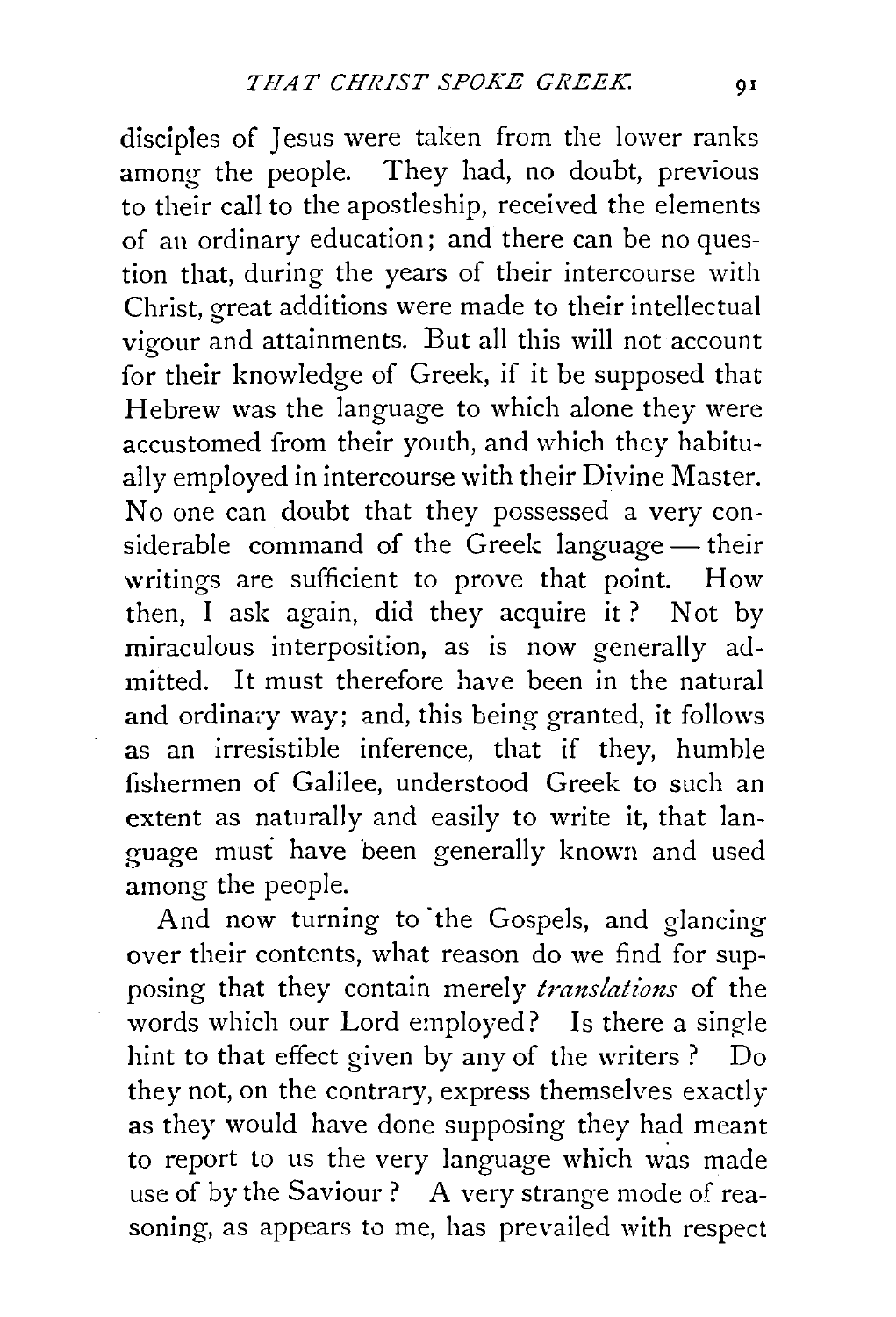disciples of Jesus were taken from the lower ranks among the people. They had, no doubt, previous to their call to the apostleship, received the elements of an ordinary education; and there can be no question that, during the years of their intercourse with Christ, great additions were made to their intellectual vigour and attainments. But all this will not account for their knowledge of Greek, if it be supposed that Hebrew was the language to which alone they were accustomed from their youth, and which they habitually employed in intercourse with their Divine Master. No one can doubt that they possessed a very considerable command of the Greek language — their writings are sufficient to prove that point. How then, I ask again, did they acquire it? Not by miraculous interposition, as is now generally admitted. It must therefore have been in the natural and ordinary way; and, this being granted, it follows as an irresistible inference, that if they, humble fishermen of Galilee, understood Greek to such an extent as naturally and easily to write it, that language must have been generally known and used among the people.

And now turning to the Gospels, and glancing over their contents, what reason do we find for supposing that they contain merely *translations* of the words which our Lord employed? Is there a single hint to that effect given by any of the writers? Do they not, on the contrary, express themselves exactly as they would have done supposing they had meant to report to us the very language which was made use of by the Saviour? A very strange mode of reasoning, as appears to me, has prevailed with respect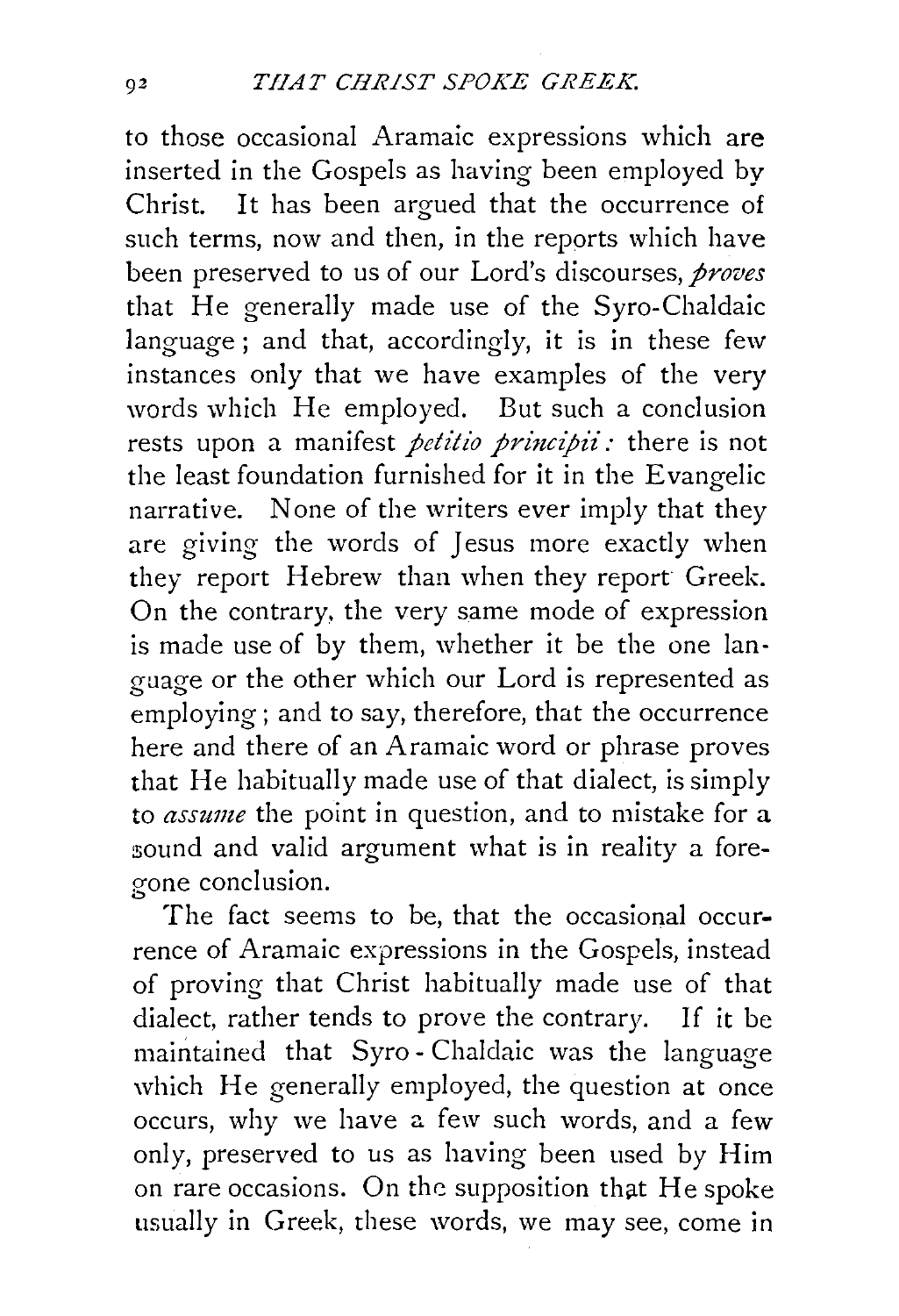to those occasional Aramaic expressions which are inserted in the Gospels as having been employed by Christ. It has been argued that the occurrence of such terms, now and then, in the reports which have been preserved to us of our Lord's discourses, *proves* that He generally made use of the Syro-Chaldaic language; and that, accordingly, it is in these few instances only that we have examples of the very words which He employed. But such a conclusion rests upon a manifest *petitio principii:* there is not the least foundation furnished for it in the Evangelic narrative. None of the writers ever imply that they are giving the words of Jesus more exactly when they report Hebrew than when they report Greek. On the contrary, the very same mode of expression is made use of by them, whether it be the one language or the other which our Lord is represented as employing; and to say, therefore, that the occurrence here and there of an Aramaic word or phrase proves that He habitually made use of that dialect, is simply to *assume* the point in question, and to mistake for a sound and valid argument what is in reality a foregone conclusion.

The fact seems to be, that the occasional occurrence of Aramaic expressions in the Gospels, instead of proving that Christ habitually made use of that dialect, rather tends to prove the contrary. If it be maintained that Syro-Chaldaic was the language which He generally employed, the question at once occurs, why we have a few such words, and a few only, preserved to us as having been used by Him on rare occasions. On the supposition that He spoke usually in Greek, these words, we may see, come in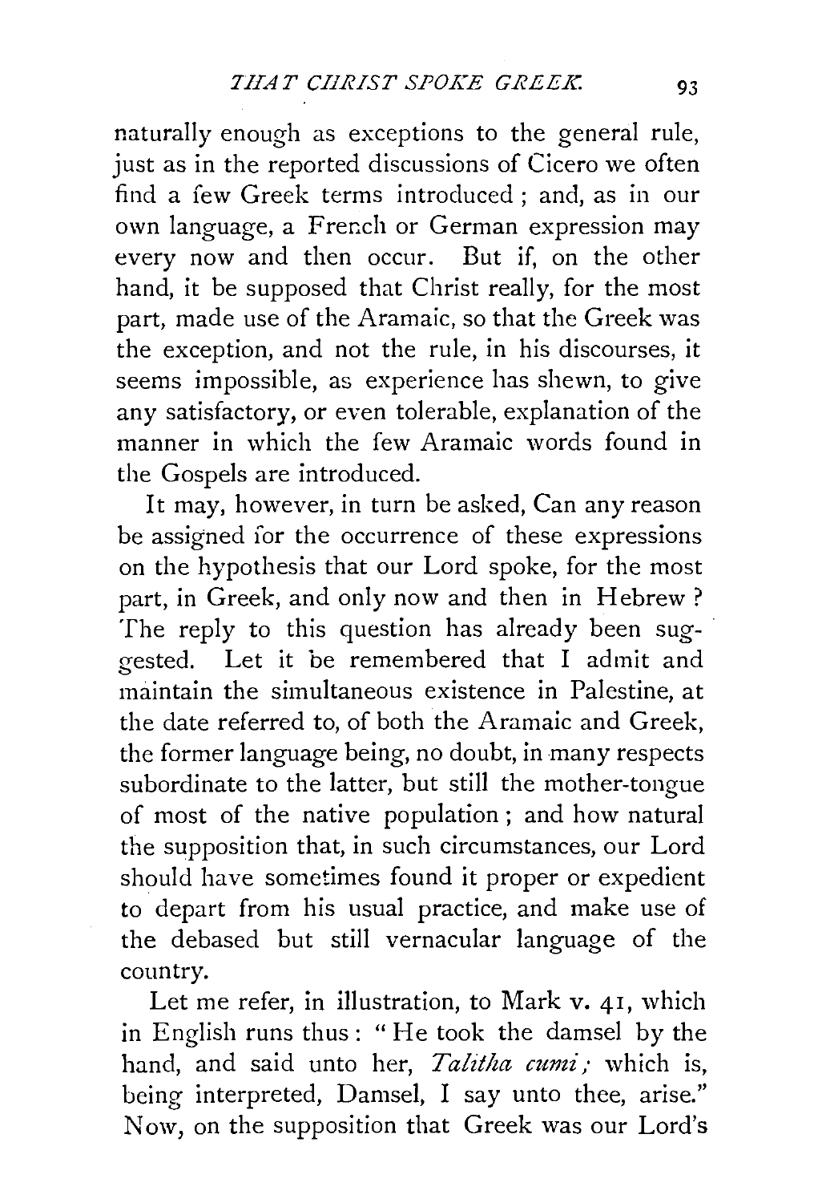naturally enough as exceptions to the general rule, just as in the reported discussions of Cicero we often find a few Greek terms introduced ; and, as in our own language, a French or German expression may every now and then occur. But if, on the other hand, it be supposed that Christ really, for the most part, made use of the Aramaic, so that the Greek was the exception, and not the rule, in his discourses, it seems impossible, as experience has shewn, to give any satisfactory, or even tolerable, explanation of the manner in which the few Aramaic words found in the Gospels are introduced.

It may, however, in turn be asked, Can any reason be assigned for the occurrence of these expressions on the hypothesis that our Lord spoke, for the most part, in Greek, and only now and then in Hebrew ? The reply to this question has already been suggested. Let it be remembered that I admit and maintain the simultaneous existence in Palestine, at the date referred to, of both the Aramaic and Greek, the former language being, no doubt, in many respects subordinate to the latter, but still the mother-tongue of most of the native population ; and how natural the supposition that, in such circumstances, our Lord should have sometimes found it proper or expedient to depart from his usual practice, and make use of the debased but still vernacular language of the country.

Let me refer, in illustration, to Mark v. 41, which in English runs thus : " He took the damsel by the hand, and said unto her, *Talitha cumi ;* which is, being interpreted, Damsel, I say unto thee, arise." Now, on the supposition that Greek was our Lord's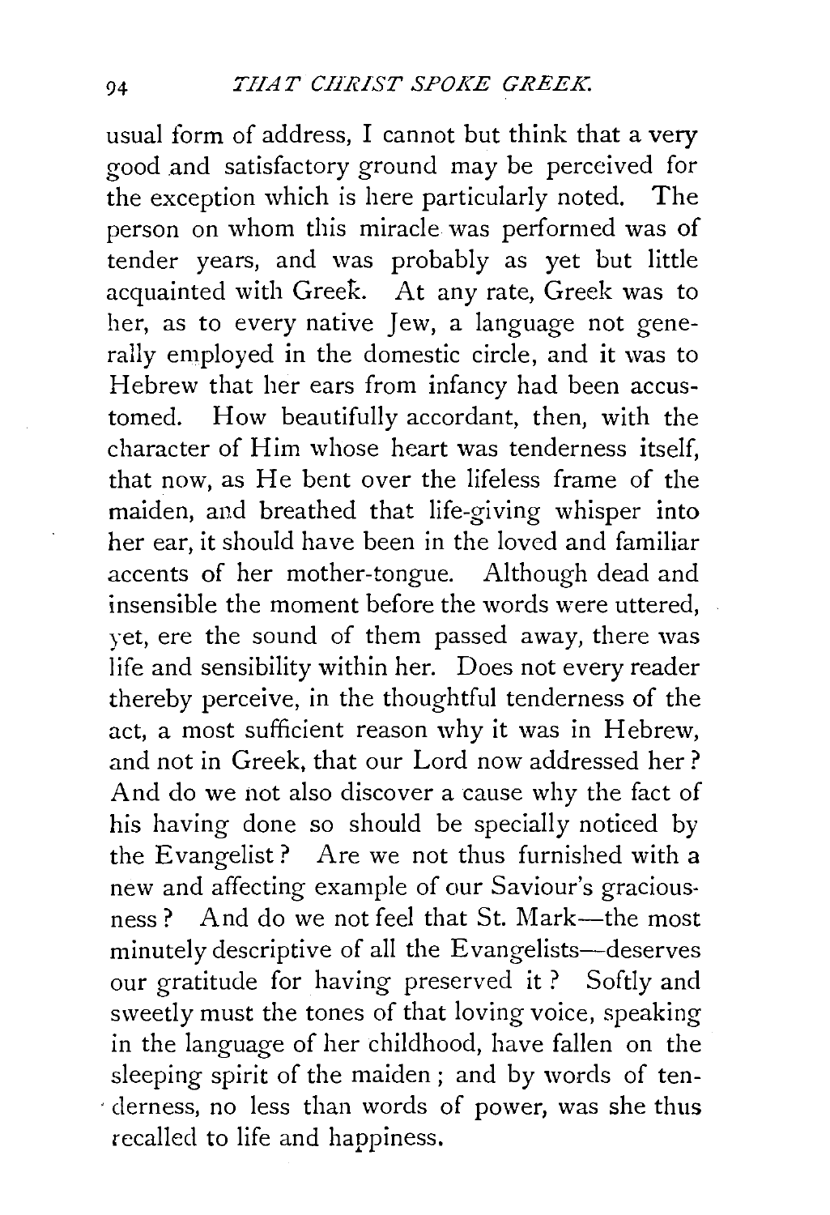usual form of address, I cannot but think that a very good and satisfactory ground may be perceived for the exception which is here particularly noted. The person on whom this miracle was performed was of tender years, and was probably as yet but little acquainted with Greek. At any rate, Greek was to her, as to every native Jew, a language not generally employed in the domestic circle, and it was to Hebrew that her ears from infancy had been accustomed. How beautifully accordant, then, with the character of Him whose heart was tenderness itself, that now, as He bent over the lifeless frame of the maiden, and breathed that life-giving whisper into her ear, it should have been in the loved and familiar accents of her mother-tongue. Although dead and insensible the moment before the words were uttered, yet, ere the sound of them passed away, there was life and sensibility within her. Does not every reader thereby perceive, in the thoughtful tenderness of the act, a most sufficient reason why it was in Hebrew, and not in Greek, that our Lord now addressed her? And do we not also discover a cause why the fact of his having done so should be specially noticed by the Evangelist? Are we not thus furnished with a new and affecting example of our Saviour's graciousness? And do we not feel that St. Mark—the most minutely descriptive of all the Evangelists—deserves our gratitude for having preserved it? Softly and sweetly must the tones of that loving voice, speaking in the language of her childhood, have fallen on the sleeping spirit of the maiden; and by words of tenderness, no less than words of power, was she thus recalled to life and happiness.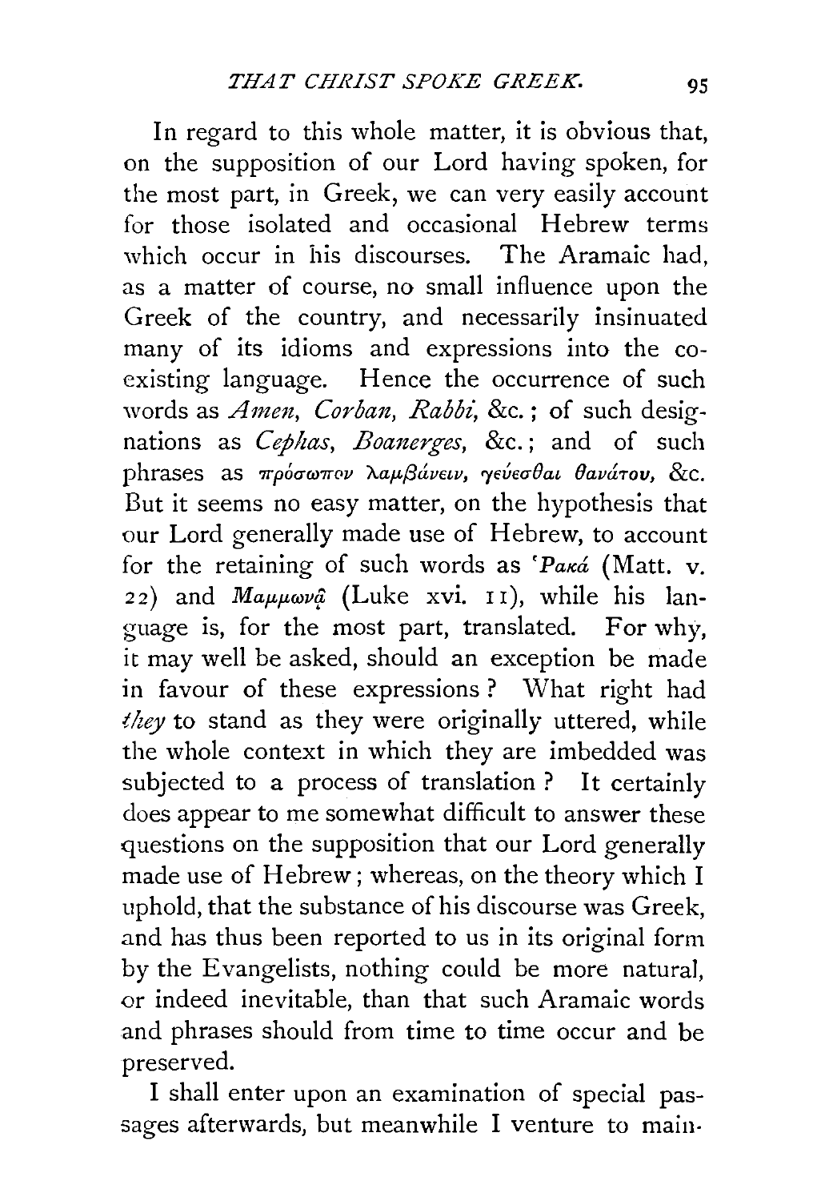In regard to this whole matter, it is obvious that, on the supposition of our Lord having spoken, for the most part, in Greek, we can very easily account for those isolated and occasional Hebrew terms which occur in his discourses. The Aramaic had, as a matter of course, no small influence upon the Greek of the country, and necessarily insinuated many of its idioms and expressions into the co-existing language. Hence the occurrence of such words as *Amen*, *Corban*, *Rabbi*, &c.; of such designations as *Cephas*, *Boanerges*, &c.; and of such phrases as πρόσωπον λαμβάνειν, γεύεσθαι θανάτου, &c. But it seems no easy matter, on the hypothesis that our Lord generally made use of Hebrew, to account for the retaining of such words as Ῥακά (Matt. v. 22) and Μαμμωνᾷ (Luke xvi. 11), while his language is, for the most part, translated. For why, it may well be asked, should an exception be made in favour of these expressions? What right had *they* to stand as they were originally uttered, while the whole context in which they are imbedded was subjected to a process of translation? It certainly does appear to me somewhat difficult to answer these questions on the supposition that our Lord generally made use of Hebrew; whereas, on the theory which I uphold, that the substance of his discourse was Greek, and has thus been reported to us in its original form by the Evangelists, nothing could be more natural, or indeed inevitable, than that such Aramaic words and phrases should from time to time occur and be preserved.

I shall enter upon an examination of special passages afterwards, but meanwhile I venture to main-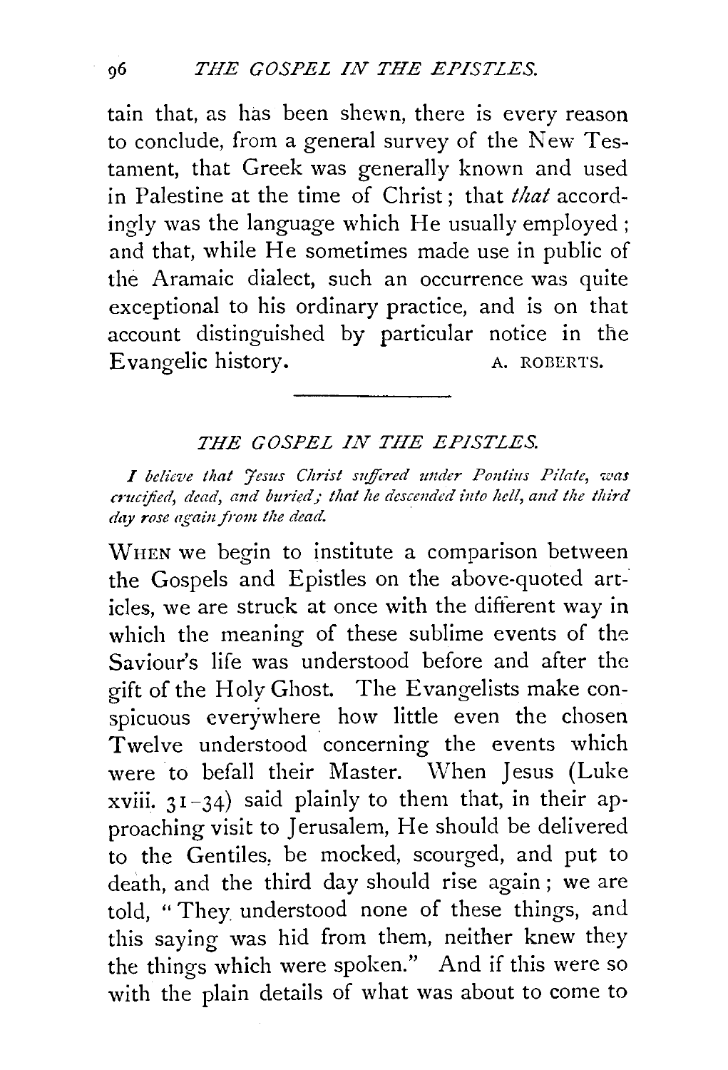tain that, as has been shewn, there is every reason to conclude, from a general survey of the New Testament, that Greek was generally known and used in Palestine at the time of Christ; that *that* accordingly was the language which He usually employed; and that, while He sometimes made use in public of the Aramaic dialect, such an occurrence was quite exceptional to his ordinary practice, and is on that account distinguished by particular notice in the Evangelic history.

A. ROBERTS.

---

## THE GOSPEL IN THE EPISTLES.

*I believe that Jesus Christ suffered under Pontius Pilate, was crucified, dead, and buried; that he descended into hell, and the third day rose again from the dead.*

WHEN we begin to institute a comparison between the Gospels and Epistles on the above-quoted articles, we are struck at once with the different way in which the meaning of these sublime events of the Saviour's life was understood before and after the gift of the Holy Ghost. The Evangelists make conspicuous everywhere how little even the chosen Twelve understood concerning the events which were to befall their Master. When Jesus (Luke xviii. 31-34) said plainly to them that, in their approaching visit to Jerusalem, He should be delivered to the Gentiles, be mocked, scourged, and put to death, and the third day should rise again; we are told, "They understood none of these things, and this saying was hid from them, neither knew they the things which were spoken." And if this were so with the plain details of what was about to come to